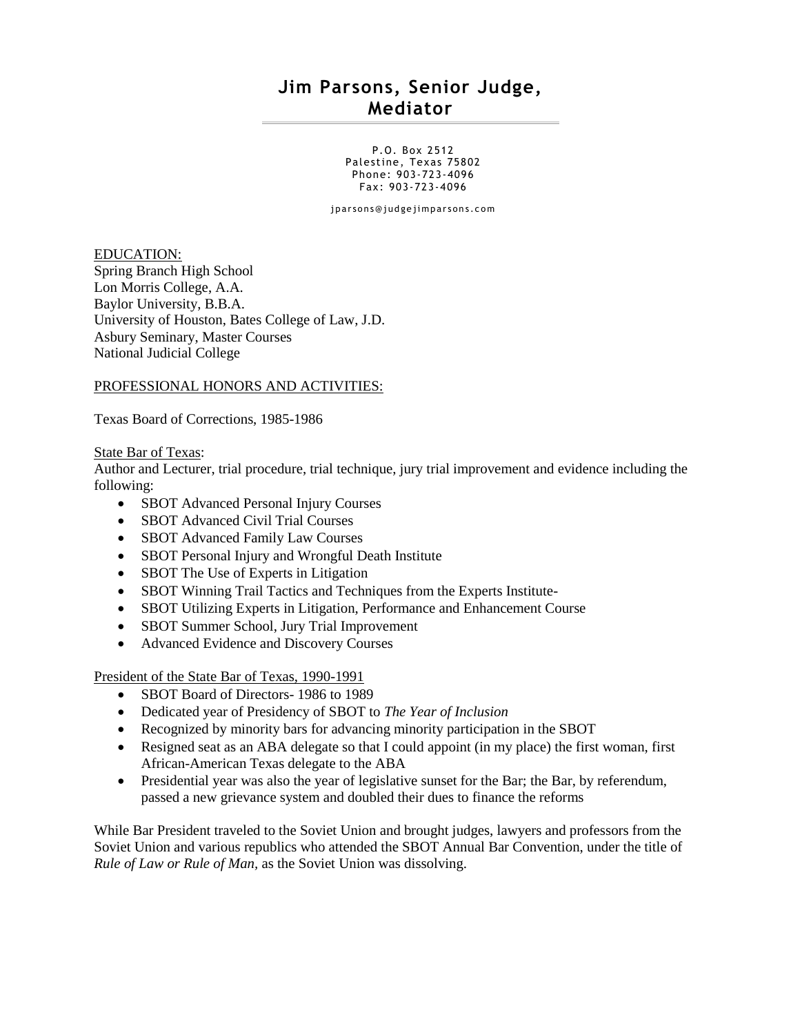# Jim Parsons, Senior Judge, Mediator

P.O. Box 2512
Palestine, Texas 75802
Phone: 903-723-4096
Fax: 903-723-4096

jparsons@judgejimparsons.com

EDUCATION:

Spring Branch High School
Lon Morris College, A.A.
Baylor University, B.B.A.
University of Houston, Bates College of Law, J.D.
Asbury Seminary, Master Courses
National Judicial College

PROFESSIONAL HONORS AND ACTIVITIES:

Texas Board of Corrections, 1985-1986

State Bar of Texas:

Author and Lecturer, trial procedure, trial technique, jury trial improvement and evidence including the following:

- SBOT Advanced Personal Injury Courses
- SBOT Advanced Civil Trial Courses
- SBOT Advanced Family Law Courses
- SBOT Personal Injury and Wrongful Death Institute
- SBOT The Use of Experts in Litigation
- SBOT Winning Trail Tactics and Techniques from the Experts Institute-
- SBOT Utilizing Experts in Litigation, Performance and Enhancement Course
- SBOT Summer School, Jury Trial Improvement
- Advanced Evidence and Discovery Courses

President of the State Bar of Texas, 1990-1991

- SBOT Board of Directors- 1986 to 1989
- Dedicated year of Presidency of SBOT to *The Year of Inclusion*
- Recognized by minority bars for advancing minority participation in the SBOT
- Resigned seat as an ABA delegate so that I could appoint (in my place) the first woman, first African-American Texas delegate to the ABA
- Presidential year was also the year of legislative sunset for the Bar; the Bar, by referendum, passed a new grievance system and doubled their dues to finance the reforms

While Bar President traveled to the Soviet Union and brought judges, lawyers and professors from the Soviet Union and various republics who attended the SBOT Annual Bar Convention, under the title of *Rule of Law or Rule of Man*, as the Soviet Union was dissolving.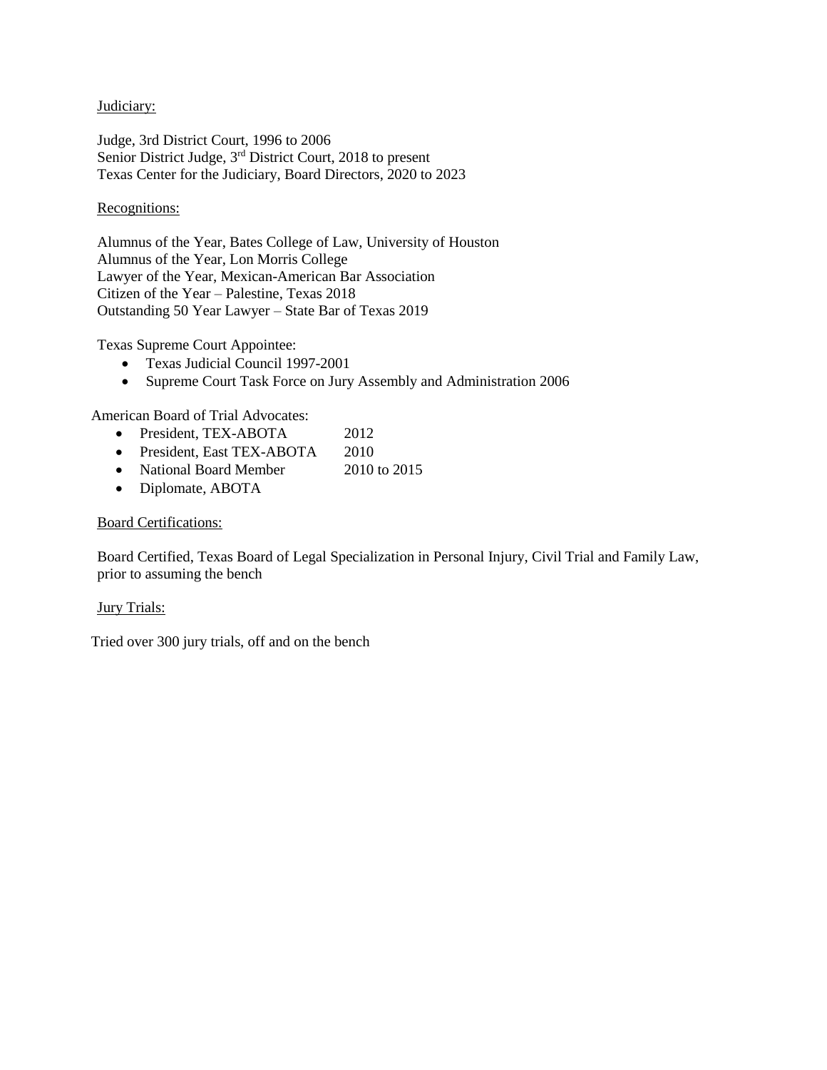Judiciary:

Judge, 3rd District Court, 1996 to 2006
Senior District Judge, 3rd District Court, 2018 to present
Texas Center for the Judiciary, Board Directors, 2020 to 2023

Recognitions:

Alumnus of the Year, Bates College of Law, University of Houston
Alumnus of the Year, Lon Morris College
Lawyer of the Year, Mexican-American Bar Association
Citizen of the Year – Palestine, Texas 2018
Outstanding 50 Year Lawyer – State Bar of Texas 2019

Texas Supreme Court Appointee:

- Texas Judicial Council 1997-2001
- Supreme Court Task Force on Jury Assembly and Administration 2006

American Board of Trial Advocates:

- President, TEX-ABOTA 2012
- President, East TEX-ABOTA 2010
- National Board Member 2010 to 2015
- Diplomate, ABOTA

Board Certifications:

Board Certified, Texas Board of Legal Specialization in Personal Injury, Civil Trial and Family Law, prior to assuming the bench

Jury Trials:

Tried over 300 jury trials, off and on the bench